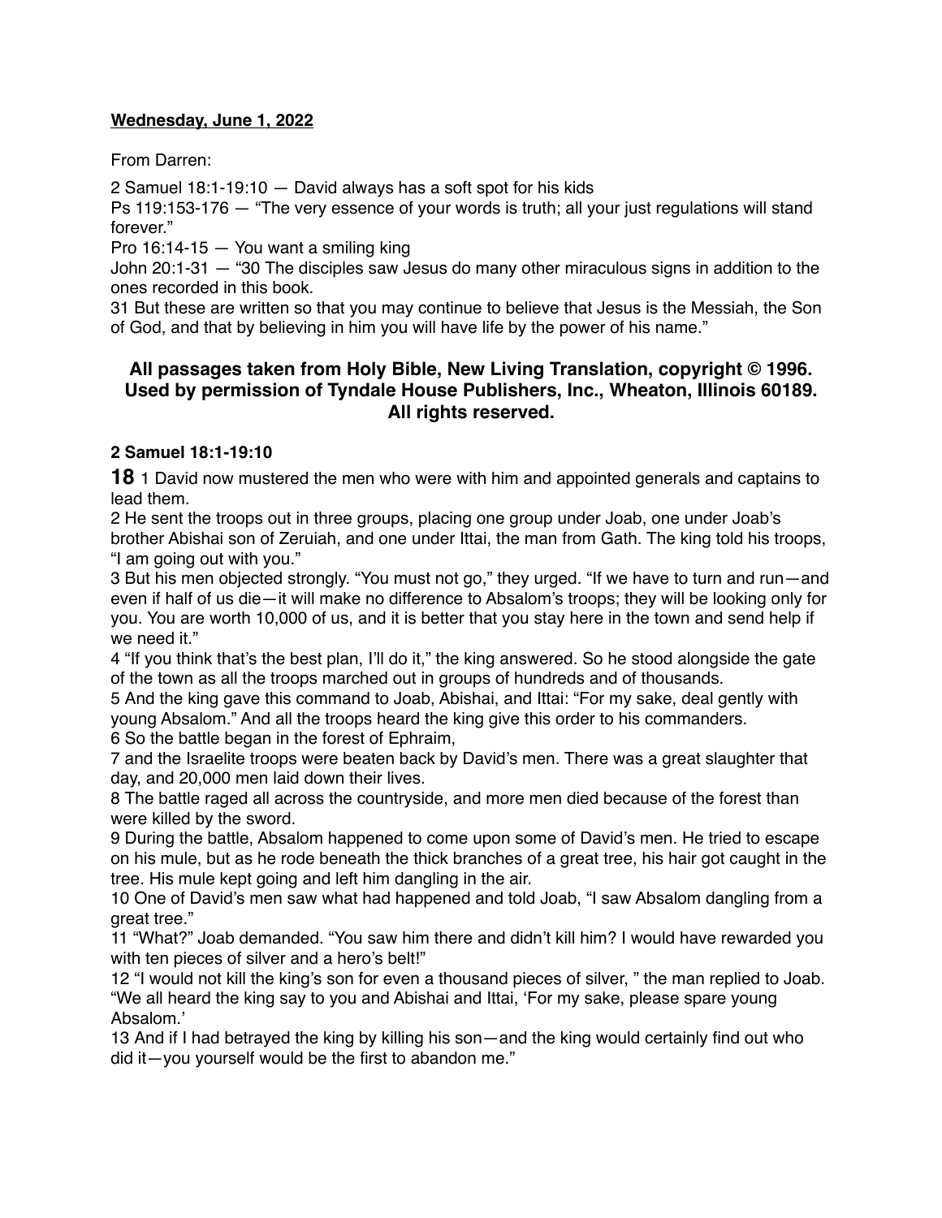**Wednesday, June 1, 2022**

From Darren:

2 Samuel 18:1-19:10 — David always has a soft spot for his kids
Ps 119:153-176 — "The very essence of your words is truth; all your just regulations will stand forever."
Pro 16:14-15 — You want a smiling king
John 20:1-31 — "30 The disciples saw Jesus do many other miraculous signs in addition to the ones recorded in this book.
31 But these are written so that you may continue to believe that Jesus is the Messiah, the Son of God, and that by believing in him you will have life by the power of his name."

**All passages taken from Holy Bible, New Living Translation, copyright © 1996. Used by permission of Tyndale House Publishers, Inc., Wheaton, Illinois 60189. All rights reserved.**

**2 Samuel 18:1-19:10**

**18** 1 David now mustered the men who were with him and appointed generals and captains to lead them.
2 He sent the troops out in three groups, placing one group under Joab, one under Joab's brother Abishai son of Zeruiah, and one under Ittai, the man from Gath. The king told his troops, "I am going out with you."
3 But his men objected strongly. "You must not go," they urged. "If we have to turn and run—and even if half of us die—it will make no difference to Absalom's troops; they will be looking only for you. You are worth 10,000 of us, and it is better that you stay here in the town and send help if we need it."
4 "If you think that's the best plan, I'll do it," the king answered. So he stood alongside the gate of the town as all the troops marched out in groups of hundreds and of thousands.
5 And the king gave this command to Joab, Abishai, and Ittai: "For my sake, deal gently with young Absalom." And all the troops heard the king give this order to his commanders.
6 So the battle began in the forest of Ephraim,
7 and the Israelite troops were beaten back by David's men. There was a great slaughter that day, and 20,000 men laid down their lives.
8 The battle raged all across the countryside, and more men died because of the forest than were killed by the sword.
9 During the battle, Absalom happened to come upon some of David's men. He tried to escape on his mule, but as he rode beneath the thick branches of a great tree, his hair got caught in the tree. His mule kept going and left him dangling in the air.
10 One of David's men saw what had happened and told Joab, "I saw Absalom dangling from a great tree."
11 "What?" Joab demanded. "You saw him there and didn't kill him? I would have rewarded you with ten pieces of silver and a hero's belt!"
12 "I would not kill the king's son for even a thousand pieces of silver, " the man replied to Joab. "We all heard the king say to you and Abishai and Ittai, 'For my sake, please spare young Absalom.'
13 And if I had betrayed the king by killing his son—and the king would certainly find out who did it—you yourself would be the first to abandon me."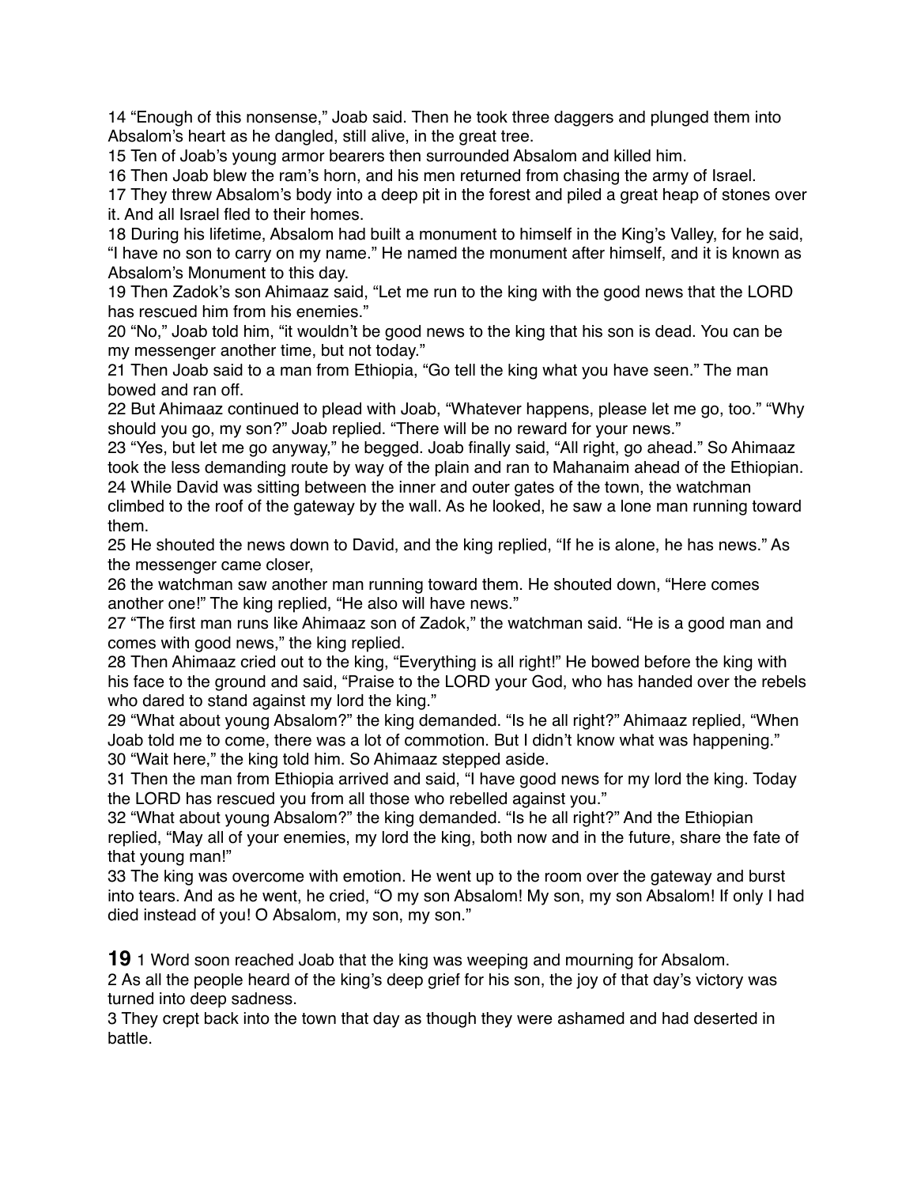14 “Enough of this nonsense,” Joab said. Then he took three daggers and plunged them into Absalom’s heart as he dangled, still alive, in the great tree.
15 Ten of Joab’s young armor bearers then surrounded Absalom and killed him.
16 Then Joab blew the ram’s horn, and his men returned from chasing the army of Israel.
17 They threw Absalom’s body into a deep pit in the forest and piled a great heap of stones over it. And all Israel fled to their homes.
18 During his lifetime, Absalom had built a monument to himself in the King’s Valley, for he said, “I have no son to carry on my name.” He named the monument after himself, and it is known as Absalom’s Monument to this day.
19 Then Zadok’s son Ahimaaz said, “Let me run to the king with the good news that the LORD has rescued him from his enemies.”
20 “No,” Joab told him, “it wouldn’t be good news to the king that his son is dead. You can be my messenger another time, but not today.”
21 Then Joab said to a man from Ethiopia, “Go tell the king what you have seen.” The man bowed and ran off.
22 But Ahimaaz continued to plead with Joab, “Whatever happens, please let me go, too.” “Why should you go, my son?” Joab replied. “There will be no reward for your news.”
23 “Yes, but let me go anyway,” he begged. Joab finally said, “All right, go ahead.” So Ahimaaz took the less demanding route by way of the plain and ran to Mahanaim ahead of the Ethiopian.
24 While David was sitting between the inner and outer gates of the town, the watchman climbed to the roof of the gateway by the wall. As he looked, he saw a lone man running toward them.
25 He shouted the news down to David, and the king replied, “If he is alone, he has news.” As the messenger came closer,
26 the watchman saw another man running toward them. He shouted down, “Here comes another one!” The king replied, “He also will have news.”
27 “The first man runs like Ahimaaz son of Zadok,” the watchman said. “He is a good man and comes with good news,” the king replied.
28 Then Ahimaaz cried out to the king, “Everything is all right!” He bowed before the king with his face to the ground and said, “Praise to the LORD your God, who has handed over the rebels who dared to stand against my lord the king.”
29 “What about young Absalom?” the king demanded. “Is he all right?” Ahimaaz replied, “When Joab told me to come, there was a lot of commotion. But I didn’t know what was happening.”
30 “Wait here,” the king told him. So Ahimaaz stepped aside.
31 Then the man from Ethiopia arrived and said, “I have good news for my lord the king. Today the LORD has rescued you from all those who rebelled against you.”
32 “What about young Absalom?” the king demanded. “Is he all right?” And the Ethiopian replied, “May all of your enemies, my lord the king, both now and in the future, share the fate of that young man!”
33 The king was overcome with emotion. He went up to the room over the gateway and burst into tears. And as he went, he cried, “O my son Absalom! My son, my son Absalom! If only I had died instead of you! O Absalom, my son, my son.”

**19** 1 Word soon reached Joab that the king was weeping and mourning for Absalom.
2 As all the people heard of the king’s deep grief for his son, the joy of that day’s victory was turned into deep sadness.
3 They crept back into the town that day as though they were ashamed and had deserted in battle.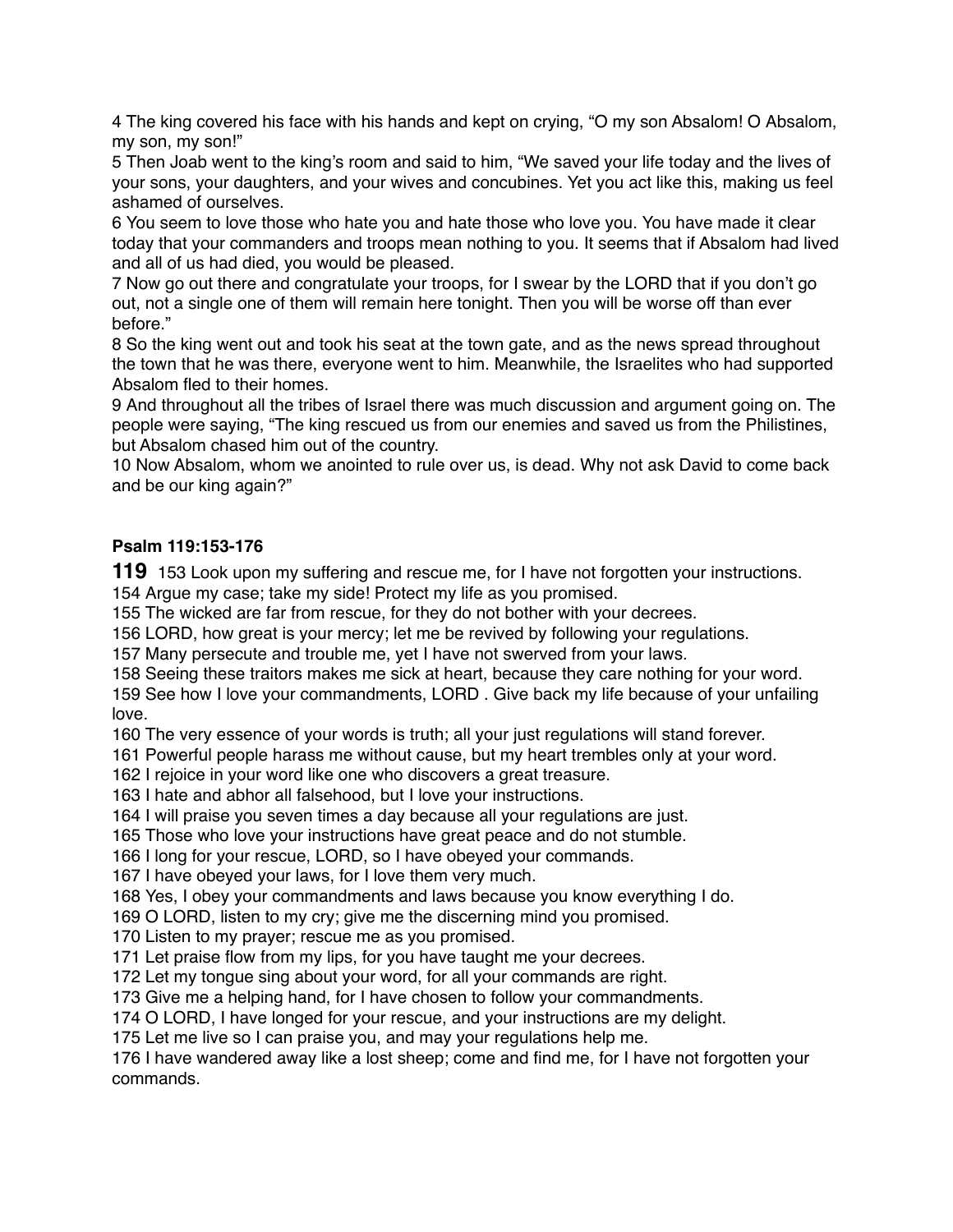4 The king covered his face with his hands and kept on crying, "O my son Absalom! O Absalom, my son, my son!"
5 Then Joab went to the king's room and said to him, "We saved your life today and the lives of your sons, your daughters, and your wives and concubines. Yet you act like this, making us feel ashamed of ourselves.
6 You seem to love those who hate you and hate those who love you. You have made it clear today that your commanders and troops mean nothing to you. It seems that if Absalom had lived and all of us had died, you would be pleased.
7 Now go out there and congratulate your troops, for I swear by the LORD that if you don't go out, not a single one of them will remain here tonight. Then you will be worse off than ever before."
8 So the king went out and took his seat at the town gate, and as the news spread throughout the town that he was there, everyone went to him. Meanwhile, the Israelites who had supported Absalom fled to their homes.
9 And throughout all the tribes of Israel there was much discussion and argument going on. The people were saying, "The king rescued us from our enemies and saved us from the Philistines, but Absalom chased him out of the country.
10 Now Absalom, whom we anointed to rule over us, is dead. Why not ask David to come back and be our king again?"

**Psalm 119:153-176**

**119** 153 Look upon my suffering and rescue me, for I have not forgotten your instructions.
154 Argue my case; take my side! Protect my life as you promised.
155 The wicked are far from rescue, for they do not bother with your decrees.
156 LORD, how great is your mercy; let me be revived by following your regulations.
157 Many persecute and trouble me, yet I have not swerved from your laws.
158 Seeing these traitors makes me sick at heart, because they care nothing for your word.
159 See how I love your commandments, LORD . Give back my life because of your unfailing love.
160 The very essence of your words is truth; all your just regulations will stand forever.
161 Powerful people harass me without cause, but my heart trembles only at your word.
162 I rejoice in your word like one who discovers a great treasure.
163 I hate and abhor all falsehood, but I love your instructions.
164 I will praise you seven times a day because all your regulations are just.
165 Those who love your instructions have great peace and do not stumble.
166 I long for your rescue, LORD, so I have obeyed your commands.
167 I have obeyed your laws, for I love them very much.
168 Yes, I obey your commandments and laws because you know everything I do.
169 O LORD, listen to my cry; give me the discerning mind you promised.
170 Listen to my prayer; rescue me as you promised.
171 Let praise flow from my lips, for you have taught me your decrees.
172 Let my tongue sing about your word, for all your commands are right.
173 Give me a helping hand, for I have chosen to follow your commandments.
174 O LORD, I have longed for your rescue, and your instructions are my delight.
175 Let me live so I can praise you, and may your regulations help me.
176 I have wandered away like a lost sheep; come and find me, for I have not forgotten your commands.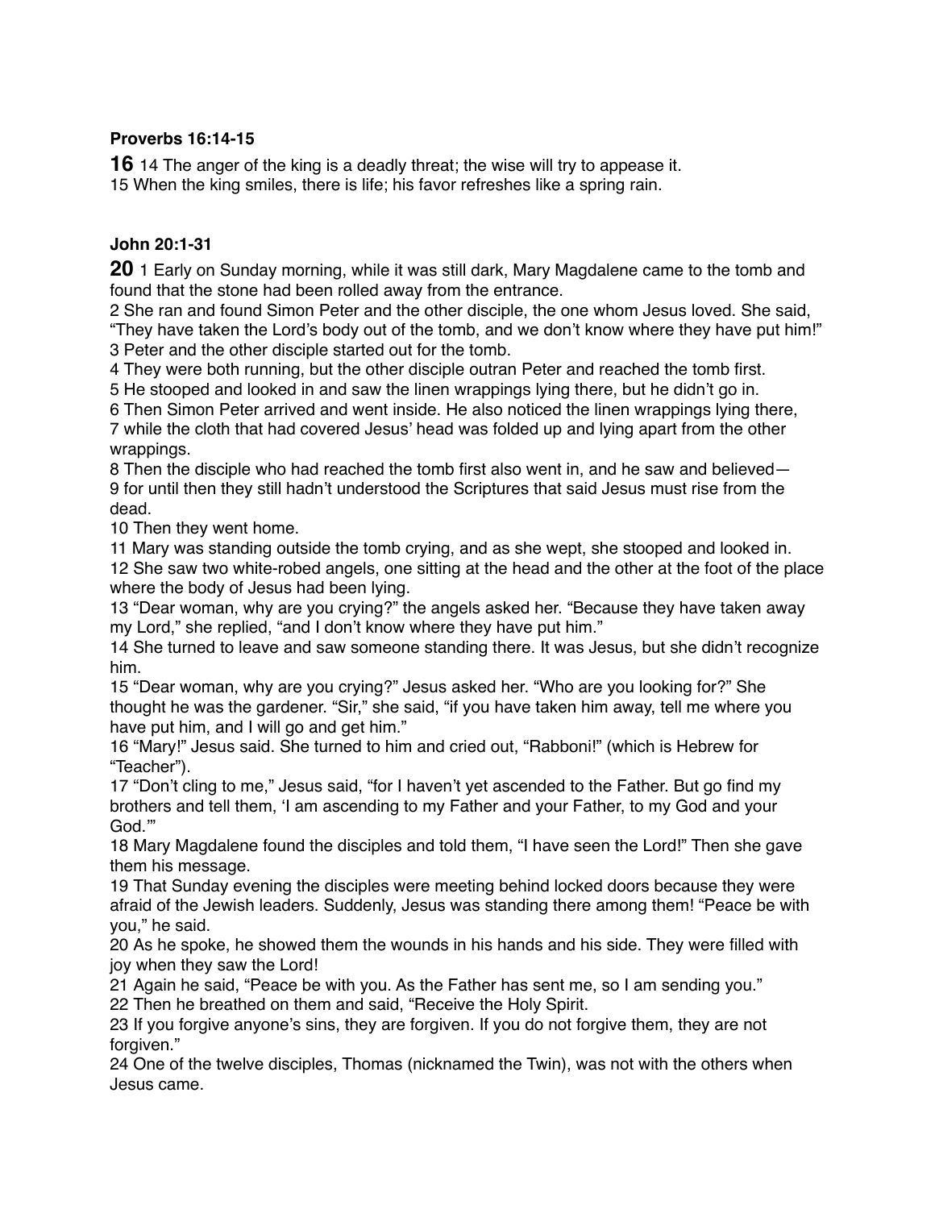**Proverbs 16:14-15**

**16** 14 The anger of the king is a deadly threat; the wise will try to appease it.
15 When the king smiles, there is life; his favor refreshes like a spring rain.

**John 20:1-31**

**20** 1 Early on Sunday morning, while it was still dark, Mary Magdalene came to the tomb and found that the stone had been rolled away from the entrance.
2 She ran and found Simon Peter and the other disciple, the one whom Jesus loved. She said, “They have taken the Lord’s body out of the tomb, and we don’t know where they have put him!”
3 Peter and the other disciple started out for the tomb.
4 They were both running, but the other disciple outran Peter and reached the tomb first.
5 He stooped and looked in and saw the linen wrappings lying there, but he didn’t go in.
6 Then Simon Peter arrived and went inside. He also noticed the linen wrappings lying there,
7 while the cloth that had covered Jesus’ head was folded up and lying apart from the other wrappings.
8 Then the disciple who had reached the tomb first also went in, and he saw and believed—
9 for until then they still hadn’t understood the Scriptures that said Jesus must rise from the dead.
10 Then they went home.
11 Mary was standing outside the tomb crying, and as she wept, she stooped and looked in.
12 She saw two white-robed angels, one sitting at the head and the other at the foot of the place where the body of Jesus had been lying.
13 “Dear woman, why are you crying?” the angels asked her. “Because they have taken away my Lord,” she replied, “and I don’t know where they have put him.”
14 She turned to leave and saw someone standing there. It was Jesus, but she didn’t recognize him.
15 “Dear woman, why are you crying?” Jesus asked her. “Who are you looking for?” She thought he was the gardener. “Sir,” she said, “if you have taken him away, tell me where you have put him, and I will go and get him.”
16 “Mary!” Jesus said. She turned to him and cried out, “Rabboni!” (which is Hebrew for “Teacher”).
17 “Don’t cling to me,” Jesus said, “for I haven’t yet ascended to the Father. But go find my brothers and tell them, ‘I am ascending to my Father and your Father, to my God and your God.’”
18 Mary Magdalene found the disciples and told them, “I have seen the Lord!” Then she gave them his message.
19 That Sunday evening the disciples were meeting behind locked doors because they were afraid of the Jewish leaders. Suddenly, Jesus was standing there among them! “Peace be with you,” he said.
20 As he spoke, he showed them the wounds in his hands and his side. They were filled with joy when they saw the Lord!
21 Again he said, “Peace be with you. As the Father has sent me, so I am sending you.”
22 Then he breathed on them and said, “Receive the Holy Spirit.
23 If you forgive anyone’s sins, they are forgiven. If you do not forgive them, they are not forgiven.”
24 One of the twelve disciples, Thomas (nicknamed the Twin), was not with the others when Jesus came.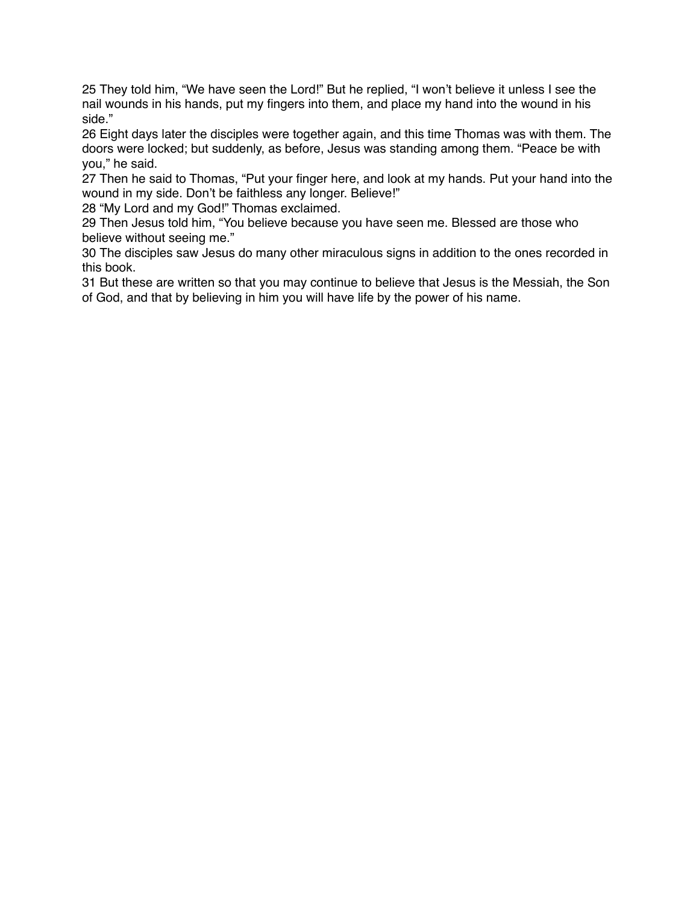25 They told him, “We have seen the Lord!” But he replied, “I won’t believe it unless I see the nail wounds in his hands, put my fingers into them, and place my hand into the wound in his side.”

26 Eight days later the disciples were together again, and this time Thomas was with them. The doors were locked; but suddenly, as before, Jesus was standing among them. “Peace be with you,” he said.

27 Then he said to Thomas, “Put your finger here, and look at my hands. Put your hand into the wound in my side. Don’t be faithless any longer. Believe!”

28 “My Lord and my God!” Thomas exclaimed.

29 Then Jesus told him, “You believe because you have seen me. Blessed are those who believe without seeing me.”

30 The disciples saw Jesus do many other miraculous signs in addition to the ones recorded in this book.

31 But these are written so that you may continue to believe that Jesus is the Messiah, the Son of God, and that by believing in him you will have life by the power of his name.